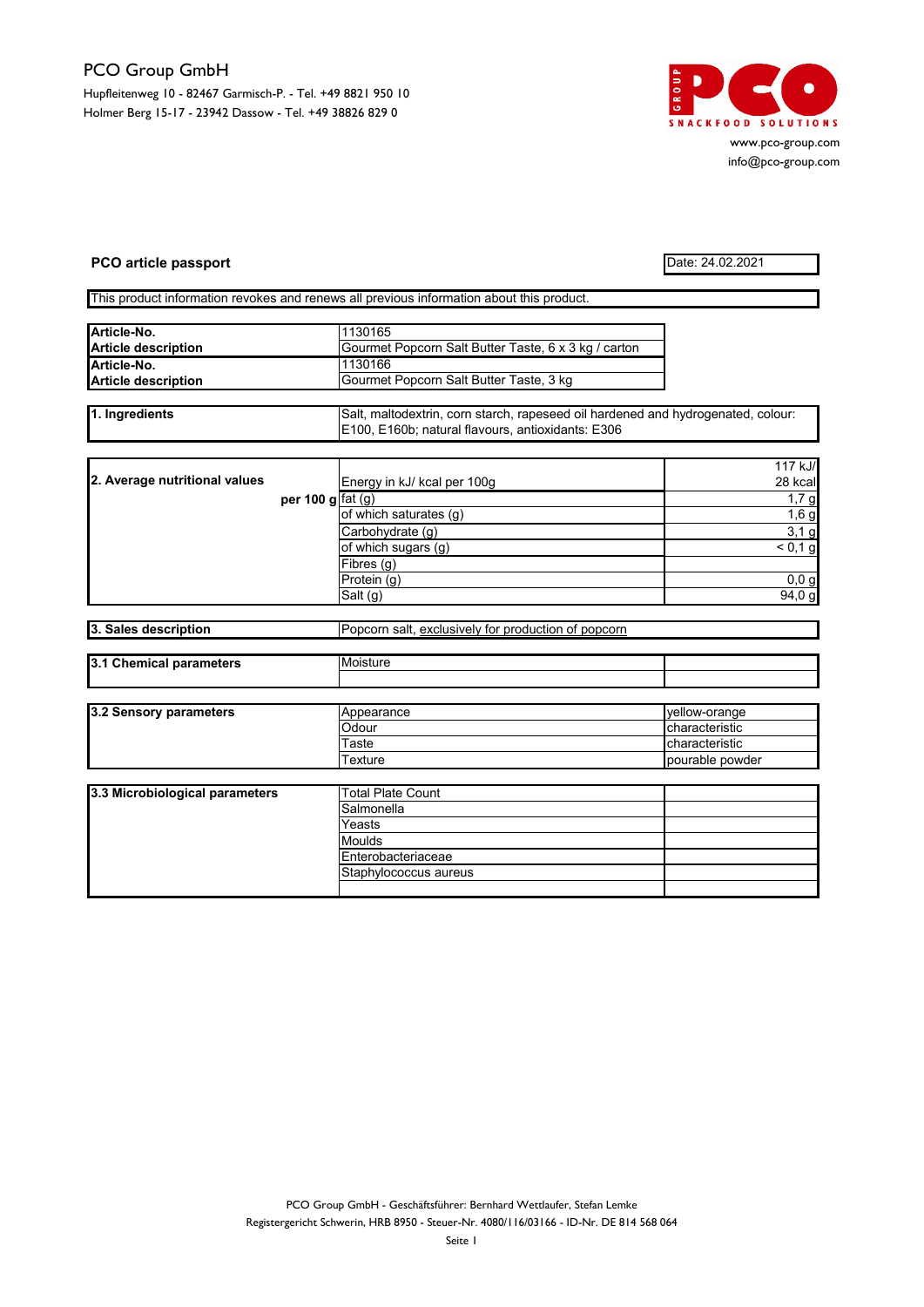PCO Group GmbH

Hupfleitenweg 10 - 82467 Garmisch-P. - Tel. +49 8821 950 10
Holmer Berg 15-17 - 23942 Dassow - Tel. +49 38826 829 0

www.pco-group.com
info@pco-group.com

**PCO article passport**

Date: 24.02.2021

This product information revokes and renews all previous information about this product.

| | |
|---|---|
| **Article-No.** | 1130165 |
| **Article description** | Gourmet Popcorn Salt Butter Taste, 6 x 3 kg / carton |
| **Article-No.** | 1130166 |
| **Article description** | Gourmet Popcorn Salt Butter Taste, 3 kg |

| | |
|---|---|
| **1. Ingredients** | Salt, maltodextrin, corn starch, rapeseed oil hardened and hydrogenated, colour: E100, E160b; natural flavours, antioxidants: E306 |

| | | |
|---|---|---|
| **2. Average nutritional values** | Energy in kJ/ kcal per 100g | 117 kJ/ 28 kcal |
| **per 100 g** | fat (g) | 1,7 g |
| | of which saturates (g) | 1,6 g |
| | Carbohydrate (g) | 3,1 g |
| | of which sugars (g) | < 0,1 g |
| | Fibres (g) | |
| | Protein (g) | 0,0 g |
| | Salt (g) | 94,0 g |

| | |
|---|---|
| **3. Sales description** | Popcorn salt, exclusively for production of popcorn |

| | | |
|---|---|---|
| **3.1 Chemical parameters** | Moisture | |
| | | |

| | | |
|---|---|---|
| **3.2 Sensory parameters** | Appearance | yellow-orange |
| | Odour | characteristic |
| | Taste | characteristic |
| | Texture | pourable powder |

| | | |
|---|---|---|
| **3.3 Microbiological parameters** | Total Plate Count | |
| | Salmonella | |
| | Yeasts | |
| | Moulds | |
| | Enterobacteriaceae | |
| | Staphylococcus aureus | |
| | | |

PCO Group GmbH - Geschäftsführer: Bernhard Wettlaufer, Stefan Lemke
Registergericht Schwerin, HRB 8950 - Steuer-Nr. 4080/116/03166 - ID-Nr. DE 814 568 064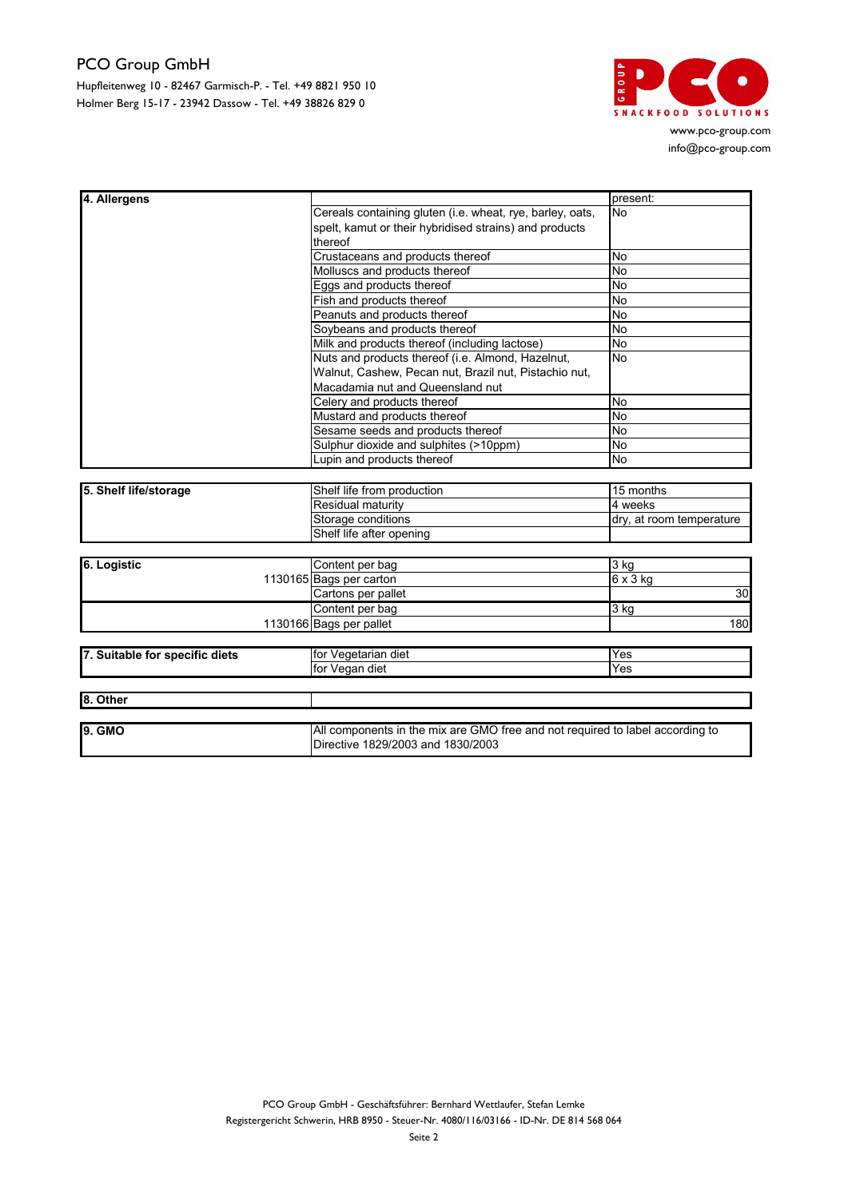| 4. Allergens | | present: |
|---|---|---|
| | Cereals containing gluten (i.e. wheat, rye, barley, oats, spelt, kamut or their hybridised strains) and products thereof | No |
| | Crustaceans and products thereof | No |
| | Molluscs and products thereof | No |
| | Eggs and products thereof | No |
| | Fish and products thereof | No |
| | Peanuts and products thereof | No |
| | Soybeans and products thereof | No |
| | Milk and products thereof (including lactose) | No |
| | Nuts and products thereof (i.e. Almond, Hazelnut, Walnut, Cashew, Pecan nut, Brazil nut, Pistachio nut, Macadamia nut and Queensland nut | No |
| | Celery and products thereof | No |
| | Mustard and products thereof | No |
| | Sesame seeds and products thereof | No |
| | Sulphur dioxide and sulphites (>10ppm) | No |
| | Lupin and products thereof | No |

| 5. Shelf life/storage | Shelf life from production | 15 months |
|---|---|---|
| | Residual maturity | 4 weeks |
| | Storage conditions | dry, at room temperature |
| | Shelf life after opening | |

| 6. Logistic | Content per bag | 3 kg |
|---|---|---|
| 1130165 | Bags per carton | 6 x 3 kg |
| | Cartons per pallet | 30 |
| | Content per bag | 3 kg |
| 1130166 | Bags per pallet | 180 |

| 7. Suitable for specific diets | for Vegetarian diet | Yes |
|---|---|---|
| | for Vegan diet | Yes |

| 8. Other | |
|---|---|

| 9. GMO | All components in the mix are GMO free and not required to label according to Directive 1829/2003 and 1830/2003 |
|---|---|